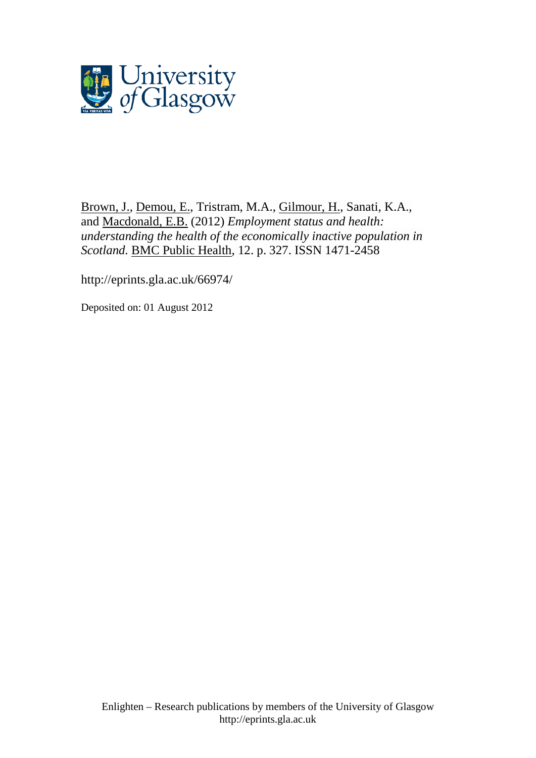Brown, J., Demou, E., Tristram, M.A., Gilmour, H., Sanati, K.A., and Macdonald, E.B. (2012) *Employment status and health: understanding the health of the economically inactive population in Scotland.* BMC Public Health, 12. p. 327. ISSN 1471-2458

http://eprints.gla.ac.uk/66974/

Deposited on: 01 August 2012

Enlighten – Research publications by members of the University of Glasgow
http://eprints.gla.ac.uk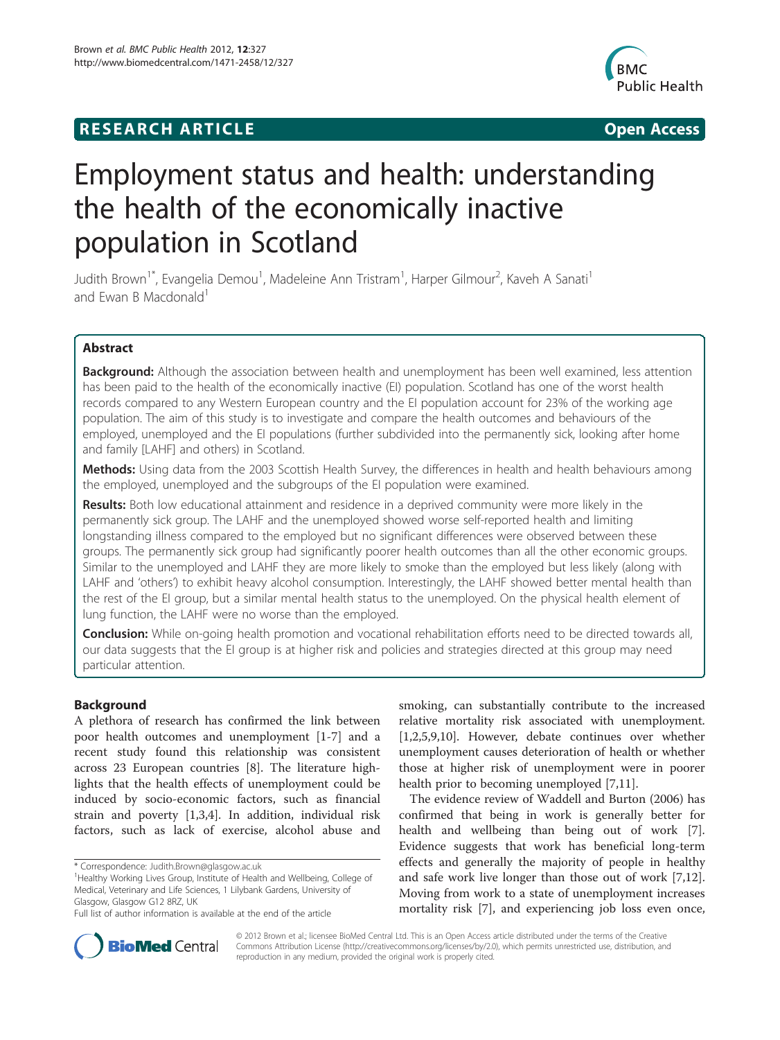# RESEARCH ARTICLE

**Open Access**

# Employment status and health: understanding the health of the economically inactive population in Scotland

Judith Brown[1*], Evangelia Demou[1], Madeleine Ann Tristram[1], Harper Gilmour[2], Kaveh A Sanati[1] and Ewan B Macdonald[1]

## Abstract

**Background:** Although the association between health and unemployment has been well examined, less attention has been paid to the health of the economically inactive (EI) population. Scotland has one of the worst health records compared to any Western European country and the EI population account for 23% of the working age population. The aim of this study is to investigate and compare the health outcomes and behaviours of the employed, unemployed and the EI populations (further subdivided into the permanently sick, looking after home and family [LAHF] and others) in Scotland.

**Methods:** Using data from the 2003 Scottish Health Survey, the differences in health and health behaviours among the employed, unemployed and the subgroups of the EI population were examined.

**Results:** Both low educational attainment and residence in a deprived community were more likely in the permanently sick group. The LAHF and the unemployed showed worse self-reported health and limiting longstanding illness compared to the employed but no significant differences were observed between these groups. The permanently sick group had significantly poorer health outcomes than all the other economic groups. Similar to the unemployed and LAHF they are more likely to smoke than the employed but less likely (along with LAHF and 'others') to exhibit heavy alcohol consumption. Interestingly, the LAHF showed better mental health than the rest of the EI group, but a similar mental health status to the unemployed. On the physical health element of lung function, the LAHF were no worse than the employed.

**Conclusion:** While on-going health promotion and vocational rehabilitation efforts need to be directed towards all, our data suggests that the EI group is at higher risk and policies and strategies directed at this group may need particular attention.

## Background

A plethora of research has confirmed the link between poor health outcomes and unemployment [1-7] and a recent study found this relationship was consistent across 23 European countries [8]. The literature highlights that the health effects of unemployment could be induced by socio-economic factors, such as financial strain and poverty [1,3,4]. In addition, individual risk factors, such as lack of exercise, alcohol abuse and smoking, can substantially contribute to the increased relative mortality risk associated with unemployment. [1,2,5,9,10]. However, debate continues over whether unemployment causes deterioration of health or whether those at higher risk of unemployment were in poorer health prior to becoming unemployed [7,11].

The evidence review of Waddell and Burton (2006) has confirmed that being in work is generally better for health and wellbeing than being out of work [7]. Evidence suggests that work has beneficial long-term effects and generally the majority of people in healthy and safe work live longer than those out of work [7,12]. Moving from work to a state of unemployment increases mortality risk [7], and experiencing job loss even once,

* Correspondence: Judith.Brown@glasgow.ac.uk
[1]Healthy Working Lives Group, Institute of Health and Wellbeing, College of Medical, Veterinary and Life Sciences, 1 Lilybank Gardens, University of Glasgow, Glasgow G12 8RZ, UK
Full list of author information is available at the end of the article

© 2012 Brown et al.; licensee BioMed Central Ltd. This is an Open Access article distributed under the terms of the Creative Commons Attribution License (http://creativecommons.org/licenses/by/2.0), which permits unrestricted use, distribution, and reproduction in any medium, provided the original work is properly cited.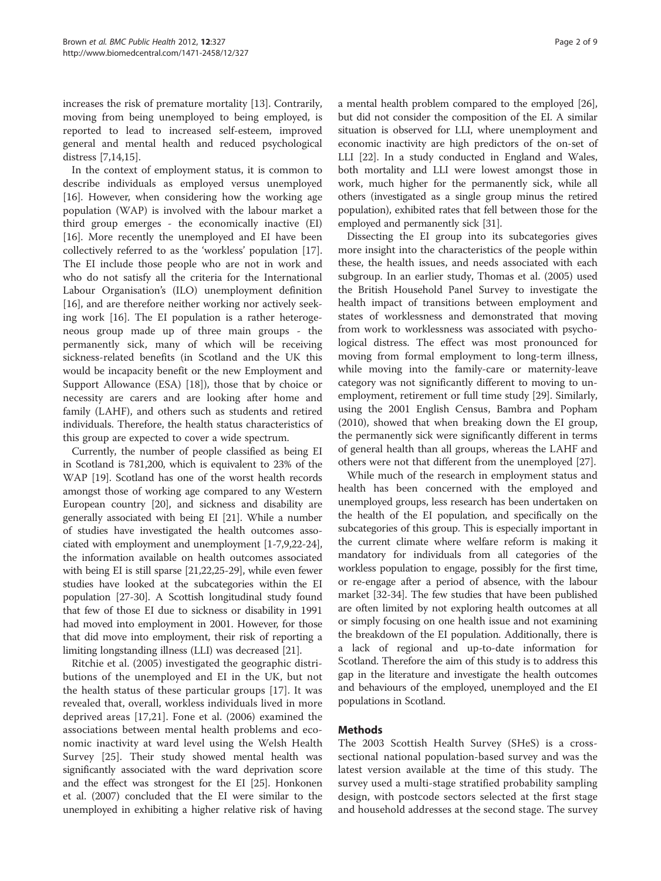increases the risk of premature mortality [13]. Contrarily, moving from being unemployed to being employed, is reported to lead to increased self-esteem, improved general and mental health and reduced psychological distress [7,14,15].

In the context of employment status, it is common to describe individuals as employed versus unemployed [16]. However, when considering how the working age population (WAP) is involved with the labour market a third group emerges - the economically inactive (EI) [16]. More recently the unemployed and EI have been collectively referred to as the 'workless' population [17]. The EI include those people who are not in work and who do not satisfy all the criteria for the International Labour Organisation's (ILO) unemployment definition [16], and are therefore neither working nor actively seeking work [16]. The EI population is a rather heterogeneous group made up of three main groups - the permanently sick, many of which will be receiving sickness-related benefits (in Scotland and the UK this would be incapacity benefit or the new Employment and Support Allowance (ESA) [18]), those that by choice or necessity are carers and are looking after home and family (LAHF), and others such as students and retired individuals. Therefore, the health status characteristics of this group are expected to cover a wide spectrum.

Currently, the number of people classified as being EI in Scotland is 781,200, which is equivalent to 23% of the WAP [19]. Scotland has one of the worst health records amongst those of working age compared to any Western European country [20], and sickness and disability are generally associated with being EI [21]. While a number of studies have investigated the health outcomes associated with employment and unemployment [1-7,9,22-24], the information available on health outcomes associated with being EI is still sparse [21,22,25-29], while even fewer studies have looked at the subcategories within the EI population [27-30]. A Scottish longitudinal study found that few of those EI due to sickness or disability in 1991 had moved into employment in 2001. However, for those that did move into employment, their risk of reporting a limiting longstanding illness (LLI) was decreased [21].

Ritchie et al. (2005) investigated the geographic distributions of the unemployed and EI in the UK, but not the health status of these particular groups [17]. It was revealed that, overall, workless individuals lived in more deprived areas [17,21]. Fone et al. (2006) examined the associations between mental health problems and economic inactivity at ward level using the Welsh Health Survey [25]. Their study showed mental health was significantly associated with the ward deprivation score and the effect was strongest for the EI [25]. Honkonen et al. (2007) concluded that the EI were similar to the unemployed in exhibiting a higher relative risk of having a mental health problem compared to the employed [26], but did not consider the composition of the EI. A similar situation is observed for LLI, where unemployment and economic inactivity are high predictors of the on-set of LLI [22]. In a study conducted in England and Wales, both mortality and LLI were lowest amongst those in work, much higher for the permanently sick, while all others (investigated as a single group minus the retired population), exhibited rates that fell between those for the employed and permanently sick [31].

Dissecting the EI group into its subcategories gives more insight into the characteristics of the people within these, the health issues, and needs associated with each subgroup. In an earlier study, Thomas et al. (2005) used the British Household Panel Survey to investigate the health impact of transitions between employment and states of worklessness and demonstrated that moving from work to worklessness was associated with psychological distress. The effect was most pronounced for moving from formal employment to long-term illness, while moving into the family-care or maternity-leave category was not significantly different to moving to unemployment, retirement or full time study [29]. Similarly, using the 2001 English Census, Bambra and Popham (2010), showed that when breaking down the EI group, the permanently sick were significantly different in terms of general health than all groups, whereas the LAHF and others were not that different from the unemployed [27].

While much of the research in employment status and health has been concerned with the employed and unemployed groups, less research has been undertaken on the health of the EI population, and specifically on the subcategories of this group. This is especially important in the current climate where welfare reform is making it mandatory for individuals from all categories of the workless population to engage, possibly for the first time, or re-engage after a period of absence, with the labour market [32-34]. The few studies that have been published are often limited by not exploring health outcomes at all or simply focusing on one health issue and not examining the breakdown of the EI population. Additionally, there is a lack of regional and up-to-date information for Scotland. Therefore the aim of this study is to address this gap in the literature and investigate the health outcomes and behaviours of the employed, unemployed and the EI populations in Scotland.

## Methods

The 2003 Scottish Health Survey (SHeS) is a cross-sectional national population-based survey and was the latest version available at the time of this study. The survey used a multi-stage stratified probability sampling design, with postcode sectors selected at the first stage and household addresses at the second stage. The survey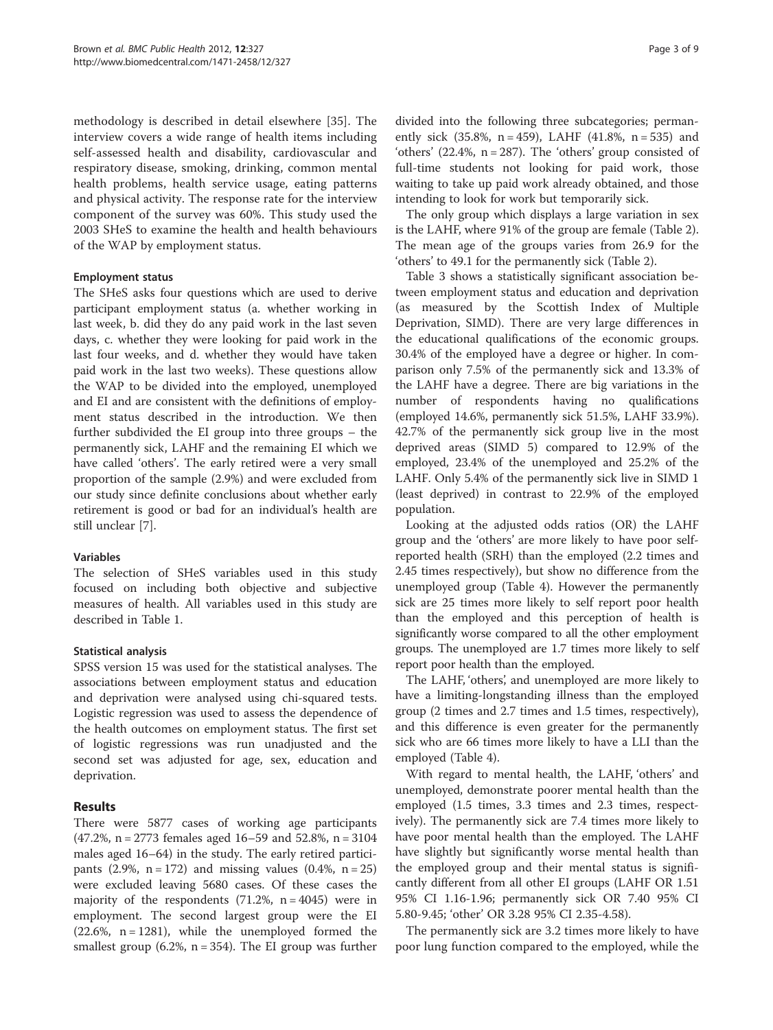methodology is described in detail elsewhere [35]. The interview covers a wide range of health items including self-assessed health and disability, cardiovascular and respiratory disease, smoking, drinking, common mental health problems, health service usage, eating patterns and physical activity. The response rate for the interview component of the survey was 60%. This study used the 2003 SHeS to examine the health and health behaviours of the WAP by employment status.

### Employment status

The SHeS asks four questions which are used to derive participant employment status (a. whether working in last week, b. did they do any paid work in the last seven days, c. whether they were looking for paid work in the last four weeks, and d. whether they would have taken paid work in the last two weeks). These questions allow the WAP to be divided into the employed, unemployed and EI and are consistent with the definitions of employment status described in the introduction. We then further subdivided the EI group into three groups – the permanently sick, LAHF and the remaining EI which we have called 'others'. The early retired were a very small proportion of the sample (2.9%) and were excluded from our study since definite conclusions about whether early retirement is good or bad for an individual's health are still unclear [7].

### Variables

The selection of SHeS variables used in this study focused on including both objective and subjective measures of health. All variables used in this study are described in Table 1.

### Statistical analysis

SPSS version 15 was used for the statistical analyses. The associations between employment status and education and deprivation were analysed using chi-squared tests. Logistic regression was used to assess the dependence of the health outcomes on employment status. The first set of logistic regressions was run unadjusted and the second set was adjusted for age, sex, education and deprivation.

## Results

There were 5877 cases of working age participants (47.2%, n = 2773 females aged 16–59 and 52.8%, n = 3104 males aged 16–64) in the study. The early retired participants (2.9%, n = 172) and missing values (0.4%, n = 25) were excluded leaving 5680 cases. Of these cases the majority of the respondents (71.2%, n = 4045) were in employment. The second largest group were the EI (22.6%, n = 1281), while the unemployed formed the smallest group (6.2%, n = 354). The EI group was further divided into the following three subcategories; permanently sick (35.8%, n = 459), LAHF (41.8%, n = 535) and 'others' (22.4%, n = 287). The 'others' group consisted of full-time students not looking for paid work, those waiting to take up paid work already obtained, and those intending to look for work but temporarily sick.

The only group which displays a large variation in sex is the LAHF, where 91% of the group are female (Table 2). The mean age of the groups varies from 26.9 for the 'others' to 49.1 for the permanently sick (Table 2).

Table 3 shows a statistically significant association between employment status and education and deprivation (as measured by the Scottish Index of Multiple Deprivation, SIMD). There are very large differences in the educational qualifications of the economic groups. 30.4% of the employed have a degree or higher. In comparison only 7.5% of the permanently sick and 13.3% of the LAHF have a degree. There are big variations in the number of respondents having no qualifications (employed 14.6%, permanently sick 51.5%, LAHF 33.9%). 42.7% of the permanently sick group live in the most deprived areas (SIMD 5) compared to 12.9% of the employed, 23.4% of the unemployed and 25.2% of the LAHF. Only 5.4% of the permanently sick live in SIMD 1 (least deprived) in contrast to 22.9% of the employed population.

Looking at the adjusted odds ratios (OR) the LAHF group and the 'others' are more likely to have poor self-reported health (SRH) than the employed (2.2 times and 2.45 times respectively), but show no difference from the unemployed group (Table 4). However the permanently sick are 25 times more likely to self report poor health than the employed and this perception of health is significantly worse compared to all the other employment groups. The unemployed are 1.7 times more likely to self report poor health than the employed.

The LAHF, 'others', and unemployed are more likely to have a limiting-longstanding illness than the employed group (2 times and 2.7 times and 1.5 times, respectively), and this difference is even greater for the permanently sick who are 66 times more likely to have a LLI than the employed (Table 4).

With regard to mental health, the LAHF, 'others' and unemployed, demonstrate poorer mental health than the employed (1.5 times, 3.3 times and 2.3 times, respectively). The permanently sick are 7.4 times more likely to have poor mental health than the employed. The LAHF have slightly but significantly worse mental health than the employed group and their mental status is significantly different from all other EI groups (LAHF OR 1.51 95% CI 1.16-1.96; permanently sick OR 7.40 95% CI 5.80-9.45; 'other' OR 3.28 95% CI 2.35-4.58).

The permanently sick are 3.2 times more likely to have poor lung function compared to the employed, while the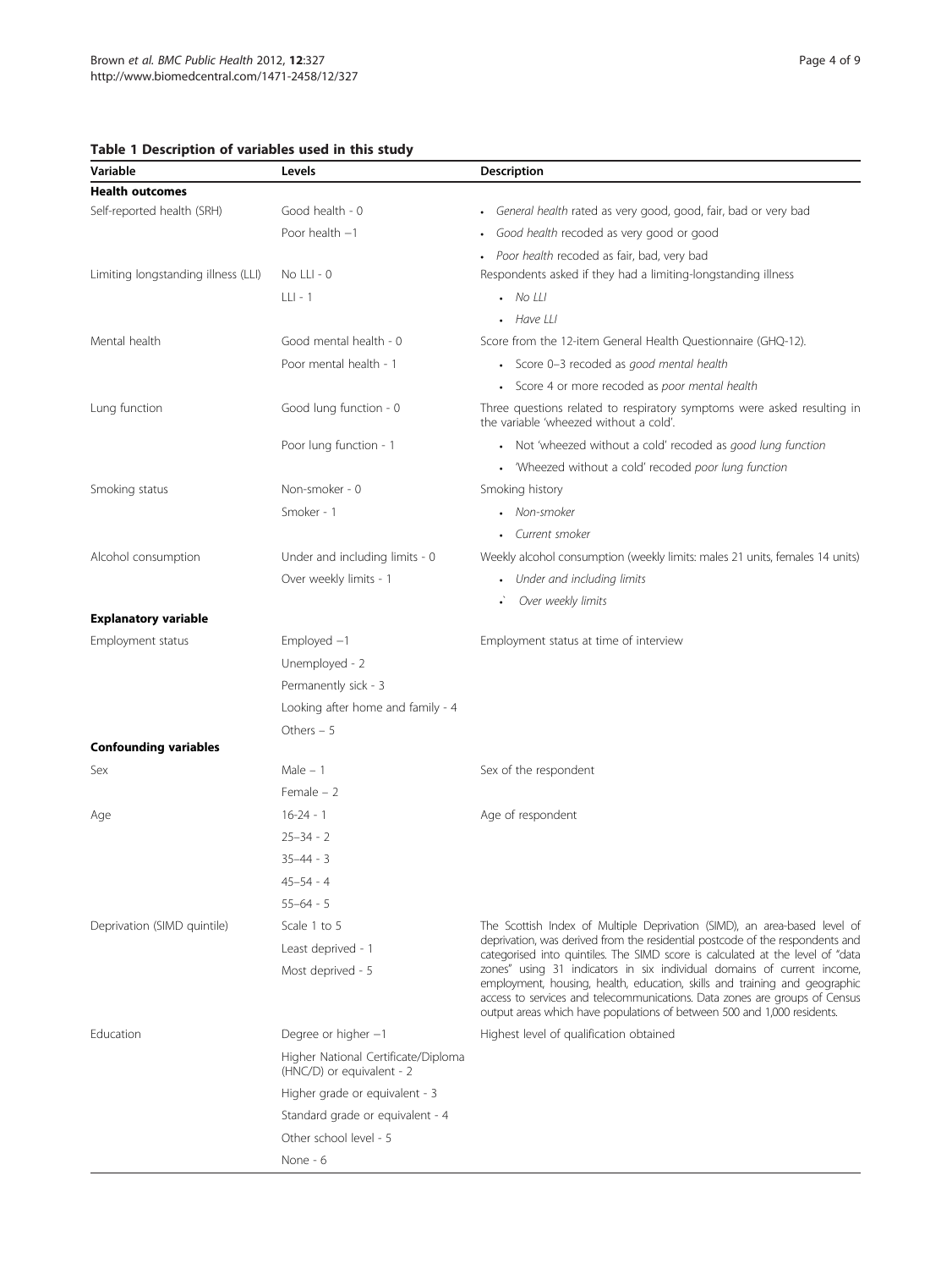**Table 1 Description of variables used in this study**

| Variable | Levels | Description |
|---|---|---|
| **Health outcomes** | | |
| Self-reported health (SRH) | Good health - 0 | • *General health* rated as very good, good, fair, bad or very bad |
| | Poor health −1 | • *Good health* recoded as very good or good |
| | | • *Poor health* recoded as fair, bad, very bad |
| Limiting longstanding illness (LLI) | No LLI - 0 | Respondents asked if they had a limiting-longstanding illness |
| | LLI - 1 | • *No LLI* |
| | | • *Have LLI* |
| Mental health | Good mental health - 0 | Score from the 12-item General Health Questionnaire (GHQ-12). |
| | Poor mental health - 1 | • Score 0–3 recoded as *good mental health* |
| | | • Score 4 or more recoded as *poor mental health* |
| Lung function | Good lung function - 0 | Three questions related to respiratory symptoms were asked resulting in the variable 'wheezed without a cold'. |
| | Poor lung function - 1 | • Not 'wheezed without a cold' recoded as *good lung function* |
| | | • 'Wheezed without a cold' recoded *poor lung function* |
| Smoking status | Non-smoker - 0 | Smoking history |
| | Smoker - 1 | • *Non-smoker* |
| | | • *Current smoker* |
| Alcohol consumption | Under and including limits - 0 | Weekly alcohol consumption (weekly limits: males 21 units, females 14 units) |
| | Over weekly limits - 1 | • *Under and including limits* |
| | | • *Over weekly limits* |
| **Explanatory variable** | | |
| Employment status | Employed −1 | Employment status at time of interview |
| | Unemployed - 2 | |
| | Permanently sick - 3 | |
| | Looking after home and family - 4 | |
| | Others – 5 | |
| **Confounding variables** | | |
| Sex | Male – 1 | Sex of the respondent |
| | Female – 2 | |
| Age | 16-24 - 1 | Age of respondent |
| | 25–34 - 2 | |
| | 35–44 - 3 | |
| | 45–54 - 4 | |
| | 55–64 - 5 | |
| Deprivation (SIMD quintile) | Scale 1 to 5 | The Scottish Index of Multiple Deprivation (SIMD), an area-based level of deprivation, was derived from the residential postcode of the respondents and categorised into quintiles. The SIMD score is calculated at the level of "data zones" using 31 indicators in six individual domains of current income, employment, housing, health, education, skills and training and geographic access to services and telecommunications. Data zones are groups of Census output areas which have populations of between 500 and 1,000 residents. |
| | Least deprived - 1 | |
| | Most deprived - 5 | |
| Education | Degree or higher −1 | Highest level of qualification obtained |
| | Higher National Certificate/Diploma (HNC/D) or equivalent - 2 | |
| | Higher grade or equivalent - 3 | |
| | Standard grade or equivalent - 4 | |
| | Other school level - 5 | |
| | None - 6 | |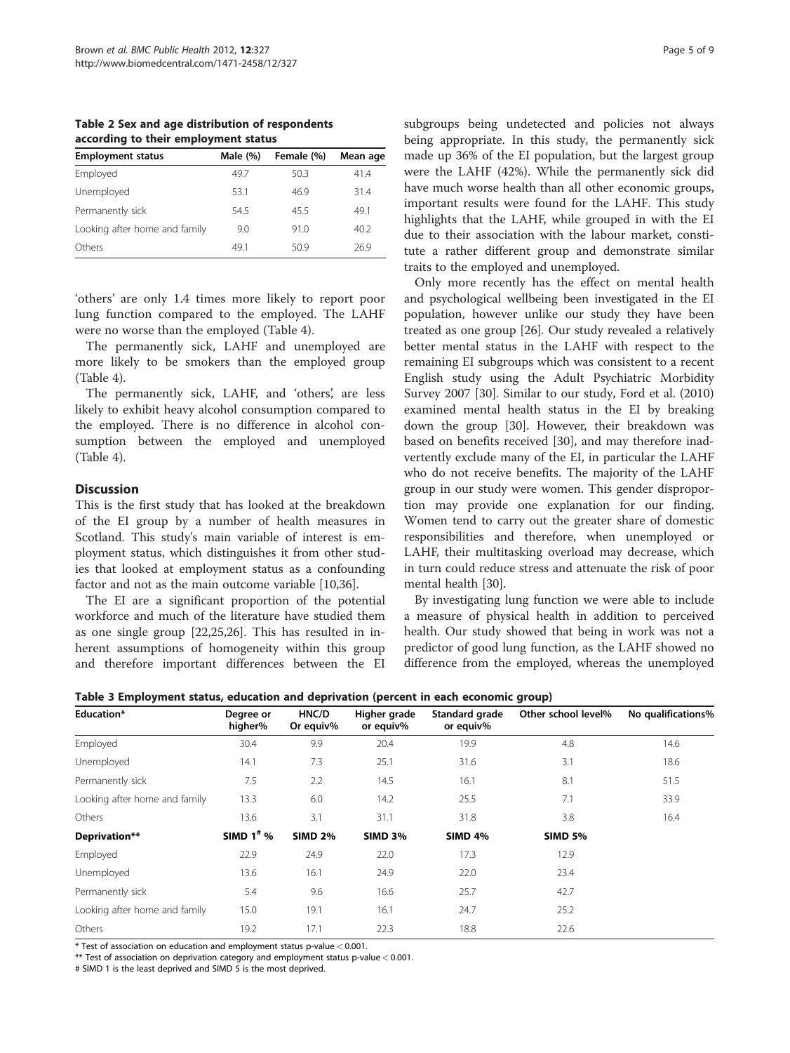**Table 2 Sex and age distribution of respondents according to their employment status**

| Employment status | Male (%) | Female (%) | Mean age |
|---|---|---|---|
| Employed | 49.7 | 50.3 | 41.4 |
| Unemployed | 53.1 | 46.9 | 31.4 |
| Permanently sick | 54.5 | 45.5 | 49.1 |
| Looking after home and family | 9.0 | 91.0 | 40.2 |
| Others | 49.1 | 50.9 | 26.9 |

'others' are only 1.4 times more likely to report poor lung function compared to the employed. The LAHF were no worse than the employed (Table 4).

The permanently sick, LAHF and unemployed are more likely to be smokers than the employed group (Table 4).

The permanently sick, LAHF, and 'others', are less likely to exhibit heavy alcohol consumption compared to the employed. There is no difference in alcohol consumption between the employed and unemployed (Table 4).

## Discussion

This is the first study that has looked at the breakdown of the EI group by a number of health measures in Scotland. This study's main variable of interest is employment status, which distinguishes it from other studies that looked at employment status as a confounding factor and not as the main outcome variable [10,36].

The EI are a significant proportion of the potential workforce and much of the literature have studied them as one single group [22,25,26]. This has resulted in inherent assumptions of homogeneity within this group and therefore important differences between the EI subgroups being undetected and policies not always being appropriate. In this study, the permanently sick made up 36% of the EI population, but the largest group were the LAHF (42%). While the permanently sick did have much worse health than all other economic groups, important results were found for the LAHF. This study highlights that the LAHF, while grouped in with the EI due to their association with the labour market, constitute a rather different group and demonstrate similar traits to the employed and unemployed.

Only more recently has the effect on mental health and psychological wellbeing been investigated in the EI population, however unlike our study they have been treated as one group [26]. Our study revealed a relatively better mental status in the LAHF with respect to the remaining EI subgroups which was consistent to a recent English study using the Adult Psychiatric Morbidity Survey 2007 [30]. Similar to our study, Ford et al. (2010) examined mental health status in the EI by breaking down the group [30]. However, their breakdown was based on benefits received [30], and may therefore inadvertently exclude many of the EI, in particular the LAHF who do not receive benefits. The majority of the LAHF group in our study were women. This gender disproportion may provide one explanation for our finding. Women tend to carry out the greater share of domestic responsibilities and therefore, when unemployed or LAHF, their multitasking overload may decrease, which in turn could reduce stress and attenuate the risk of poor mental health [30].

By investigating lung function we were able to include a measure of physical health in addition to perceived health. Our study showed that being in work was not a predictor of good lung function, as the LAHF showed no difference from the employed, whereas the unemployed

**Table 3 Employment status, education and deprivation (percent in each economic group)**

| Education* | Degree or higher% | HNC/D Or equiv% | Higher grade or equiv% | Standard grade or equiv% | Other school level% | No qualifications% |
|---|---|---|---|---|---|---|
| Employed | 30.4 | 9.9 | 20.4 | 19.9 | 4.8 | 14.6 |
| Unemployed | 14.1 | 7.3 | 25.1 | 31.6 | 3.1 | 18.6 |
| Permanently sick | 7.5 | 2.2 | 14.5 | 16.1 | 8.1 | 51.5 |
| Looking after home and family | 13.3 | 6.0 | 14.2 | 25.5 | 7.1 | 33.9 |
| Others | 13.6 | 3.1 | 31.1 | 31.8 | 3.8 | 16.4 |
| **Deprivation**** | **SIMD 1# %** | **SIMD 2%** | **SIMD 3%** | **SIMD 4%** | **SIMD 5%** | |
| Employed | 22.9 | 24.9 | 22.0 | 17.3 | 12.9 | |
| Unemployed | 13.6 | 16.1 | 24.9 | 22.0 | 23.4 | |
| Permanently sick | 5.4 | 9.6 | 16.6 | 25.7 | 42.7 | |
| Looking after home and family | 15.0 | 19.1 | 16.1 | 24.7 | 25.2 | |
| Others | 19.2 | 17.1 | 22.3 | 18.8 | 22.6 | |

\* Test of association on education and employment status p-value < 0.001.

** Test of association on deprivation category and employment status p-value < 0.001.

\# SIMD 1 is the least deprived and SIMD 5 is the most deprived.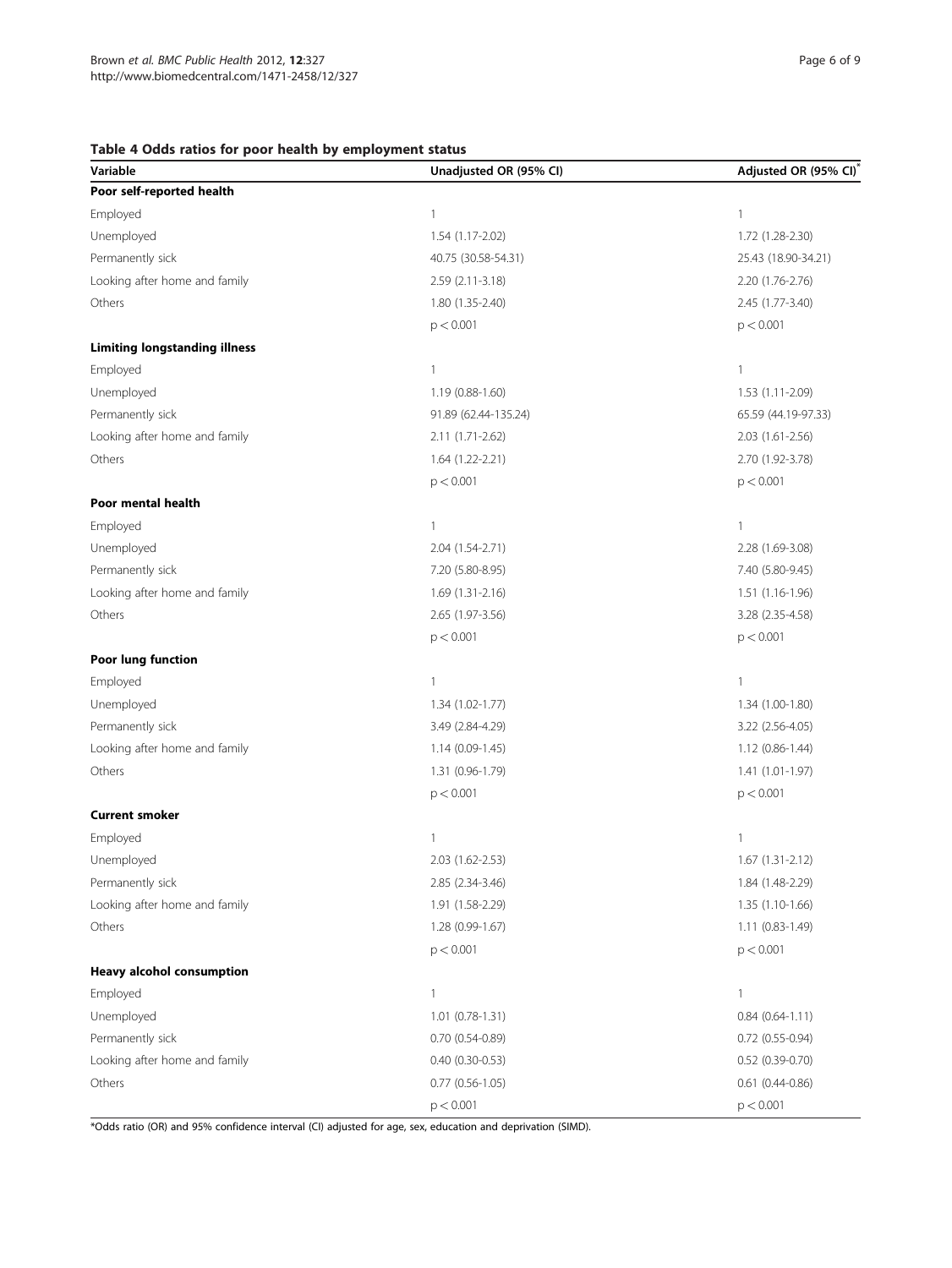**Table 4 Odds ratios for poor health by employment status**

| Variable | Unadjusted OR (95% CI) | Adjusted OR (95% CI)* |
|---|---|---|
| **Poor self-reported health** | | |
| Employed | 1 | 1 |
| Unemployed | 1.54 (1.17-2.02) | 1.72 (1.28-2.30) |
| Permanently sick | 40.75 (30.58-54.31) | 25.43 (18.90-34.21) |
| Looking after home and family | 2.59 (2.11-3.18) | 2.20 (1.76-2.76) |
| Others | 1.80 (1.35-2.40) | 2.45 (1.77-3.40) |
| | p < 0.001 | p < 0.001 |
| **Limiting longstanding illness** | | |
| Employed | 1 | 1 |
| Unemployed | 1.19 (0.88-1.60) | 1.53 (1.11-2.09) |
| Permanently sick | 91.89 (62.44-135.24) | 65.59 (44.19-97.33) |
| Looking after home and family | 2.11 (1.71-2.62) | 2.03 (1.61-2.56) |
| Others | 1.64 (1.22-2.21) | 2.70 (1.92-3.78) |
| | p < 0.001 | p < 0.001 |
| **Poor mental health** | | |
| Employed | 1 | 1 |
| Unemployed | 2.04 (1.54-2.71) | 2.28 (1.69-3.08) |
| Permanently sick | 7.20 (5.80-8.95) | 7.40 (5.80-9.45) |
| Looking after home and family | 1.69 (1.31-2.16) | 1.51 (1.16-1.96) |
| Others | 2.65 (1.97-3.56) | 3.28 (2.35-4.58) |
| | p < 0.001 | p < 0.001 |
| **Poor lung function** | | |
| Employed | 1 | 1 |
| Unemployed | 1.34 (1.02-1.77) | 1.34 (1.00-1.80) |
| Permanently sick | 3.49 (2.84-4.29) | 3.22 (2.56-4.05) |
| Looking after home and family | 1.14 (0.09-1.45) | 1.12 (0.86-1.44) |
| Others | 1.31 (0.96-1.79) | 1.41 (1.01-1.97) |
| | p < 0.001 | p < 0.001 |
| **Current smoker** | | |
| Employed | 1 | 1 |
| Unemployed | 2.03 (1.62-2.53) | 1.67 (1.31-2.12) |
| Permanently sick | 2.85 (2.34-3.46) | 1.84 (1.48-2.29) |
| Looking after home and family | 1.91 (1.58-2.29) | 1.35 (1.10-1.66) |
| Others | 1.28 (0.99-1.67) | 1.11 (0.83-1.49) |
| | p < 0.001 | p < 0.001 |
| **Heavy alcohol consumption** | | |
| Employed | 1 | 1 |
| Unemployed | 1.01 (0.78-1.31) | 0.84 (0.64-1.11) |
| Permanently sick | 0.70 (0.54-0.89) | 0.72 (0.55-0.94) |
| Looking after home and family | 0.40 (0.30-0.53) | 0.52 (0.39-0.70) |
| Others | 0.77 (0.56-1.05) | 0.61 (0.44-0.86) |
| | p < 0.001 | p < 0.001 |

*Odds ratio (OR) and 95% confidence interval (CI) adjusted for age, sex, education and deprivation (SIMD).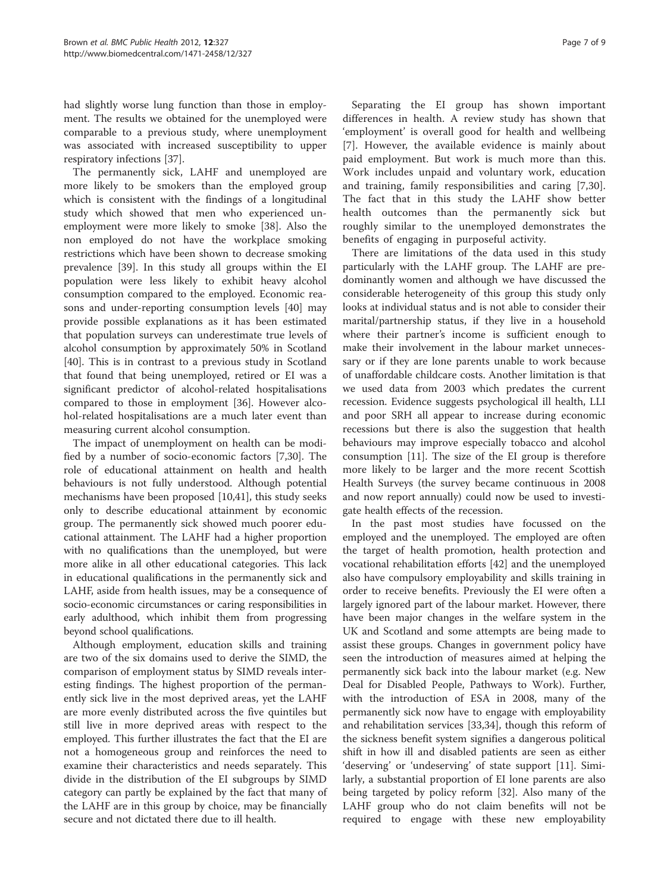had slightly worse lung function than those in employment. The results we obtained for the unemployed were comparable to a previous study, where unemployment was associated with increased susceptibility to upper respiratory infections [37].

The permanently sick, LAHF and unemployed are more likely to be smokers than the employed group which is consistent with the findings of a longitudinal study which showed that men who experienced unemployment were more likely to smoke [38]. Also the non employed do not have the workplace smoking restrictions which have been shown to decrease smoking prevalence [39]. In this study all groups within the EI population were less likely to exhibit heavy alcohol consumption compared to the employed. Economic reasons and under-reporting consumption levels [40] may provide possible explanations as it has been estimated that population surveys can underestimate true levels of alcohol consumption by approximately 50% in Scotland [40]. This is in contrast to a previous study in Scotland that found that being unemployed, retired or EI was a significant predictor of alcohol-related hospitalisations compared to those in employment [36]. However alcohol-related hospitalisations are a much later event than measuring current alcohol consumption.

The impact of unemployment on health can be modified by a number of socio-economic factors [7,30]. The role of educational attainment on health and health behaviours is not fully understood. Although potential mechanisms have been proposed [10,41], this study seeks only to describe educational attainment by economic group. The permanently sick showed much poorer educational attainment. The LAHF had a higher proportion with no qualifications than the unemployed, but were more alike in all other educational categories. This lack in educational qualifications in the permanently sick and LAHF, aside from health issues, may be a consequence of socio-economic circumstances or caring responsibilities in early adulthood, which inhibit them from progressing beyond school qualifications.

Although employment, education skills and training are two of the six domains used to derive the SIMD, the comparison of employment status by SIMD reveals interesting findings. The highest proportion of the permanently sick live in the most deprived areas, yet the LAHF are more evenly distributed across the five quintiles but still live in more deprived areas with respect to the employed. This further illustrates the fact that the EI are not a homogeneous group and reinforces the need to examine their characteristics and needs separately. This divide in the distribution of the EI subgroups by SIMD category can partly be explained by the fact that many of the LAHF are in this group by choice, may be financially secure and not dictated there due to ill health.

Separating the EI group has shown important differences in health. A review study has shown that 'employment' is overall good for health and wellbeing [7]. However, the available evidence is mainly about paid employment. But work is much more than this. Work includes unpaid and voluntary work, education and training, family responsibilities and caring [7,30]. The fact that in this study the LAHF show better health outcomes than the permanently sick but roughly similar to the unemployed demonstrates the benefits of engaging in purposeful activity.

There are limitations of the data used in this study particularly with the LAHF group. The LAHF are predominantly women and although we have discussed the considerable heterogeneity of this group this study only looks at individual status and is not able to consider their marital/partnership status, if they live in a household where their partner's income is sufficient enough to make their involvement in the labour market unnecessary or if they are lone parents unable to work because of unaffordable childcare costs. Another limitation is that we used data from 2003 which predates the current recession. Evidence suggests psychological ill health, LLI and poor SRH all appear to increase during economic recessions but there is also the suggestion that health behaviours may improve especially tobacco and alcohol consumption [11]. The size of the EI group is therefore more likely to be larger and the more recent Scottish Health Surveys (the survey became continuous in 2008 and now report annually) could now be used to investigate health effects of the recession.

In the past most studies have focussed on the employed and the unemployed. The employed are often the target of health promotion, health protection and vocational rehabilitation efforts [42] and the unemployed also have compulsory employability and skills training in order to receive benefits. Previously the EI were often a largely ignored part of the labour market. However, there have been major changes in the welfare system in the UK and Scotland and some attempts are being made to assist these groups. Changes in government policy have seen the introduction of measures aimed at helping the permanently sick back into the labour market (e.g. New Deal for Disabled People, Pathways to Work). Further, with the introduction of ESA in 2008, many of the permanently sick now have to engage with employability and rehabilitation services [33,34], though this reform of the sickness benefit system signifies a dangerous political shift in how ill and disabled patients are seen as either 'deserving' or 'undeserving' of state support [11]. Similarly, a substantial proportion of EI lone parents are also being targeted by policy reform [32]. Also many of the LAHF group who do not claim benefits will not be required to engage with these new employability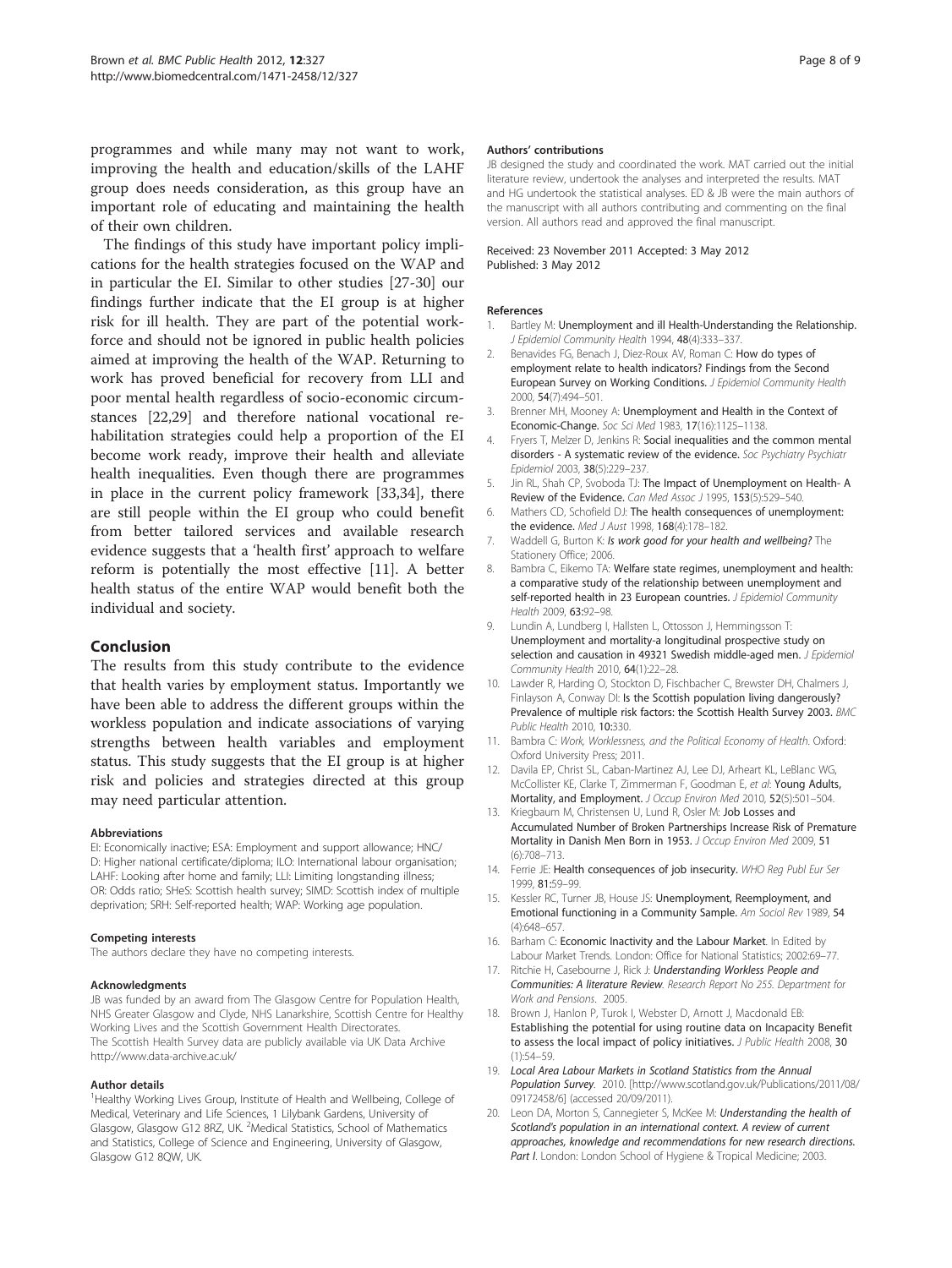programmes and while many may not want to work, improving the health and education/skills of the LAHF group does needs consideration, as this group have an important role of educating and maintaining the health of their own children.

The findings of this study have important policy implications for the health strategies focused on the WAP and in particular the EI. Similar to other studies [27-30] our findings further indicate that the EI group is at higher risk for ill health. They are part of the potential workforce and should not be ignored in public health policies aimed at improving the health of the WAP. Returning to work has proved beneficial for recovery from LLI and poor mental health regardless of socio-economic circumstances [22,29] and therefore national vocational rehabilitation strategies could help a proportion of the EI become work ready, improve their health and alleviate health inequalities. Even though there are programmes in place in the current policy framework [33,34], there are still people within the EI group who could benefit from better tailored services and available research evidence suggests that a 'health first' approach to welfare reform is potentially the most effective [11]. A better health status of the entire WAP would benefit both the individual and society.

## Conclusion

The results from this study contribute to the evidence that health varies by employment status. Importantly we have been able to address the different groups within the workless population and indicate associations of varying strengths between health variables and employment status. This study suggests that the EI group is at higher risk and policies and strategies directed at this group may need particular attention.

#### Abbreviations

EI: Economically inactive; ESA: Employment and support allowance; HNC/D: Higher national certificate/diploma; ILO: International labour organisation; LAHF: Looking after home and family; LLI: Limiting longstanding illness; OR: Odds ratio; SHeS: Scottish health survey; SIMD: Scottish index of multiple deprivation; SRH: Self-reported health; WAP: Working age population.

#### Competing interests

The authors declare they have no competing interests.

#### Acknowledgments

JB was funded by an award from The Glasgow Centre for Population Health, NHS Greater Glasgow and Clyde, NHS Lanarkshire, Scottish Centre for Healthy Working Lives and the Scottish Government Health Directorates.
The Scottish Health Survey data are publicly available via UK Data Archive http://www.data-archive.ac.uk/

#### Author details

[1]Healthy Working Lives Group, Institute of Health and Wellbeing, College of Medical, Veterinary and Life Sciences, 1 Lilybank Gardens, University of Glasgow, Glasgow G12 8RZ, UK. [2]Medical Statistics, School of Mathematics and Statistics, College of Science and Engineering, University of Glasgow, Glasgow G12 8QW, UK.

#### Authors' contributions

JB designed the study and coordinated the work. MAT carried out the initial literature review, undertook the analyses and interpreted the results. MAT and HG undertook the statistical analyses. ED & JB were the main authors of the manuscript with all authors contributing and commenting on the final version. All authors read and approved the final manuscript.

Received: 23 November 2011 Accepted: 3 May 2012
Published: 3 May 2012

#### References

1. Bartley M: **Unemployment and ill Health-Understanding the Relationship.** *J Epidemiol Community Health* 1994, **48**(4):333–337.
2. Benavides FG, Benach J, Diez-Roux AV, Roman C: **How do types of employment relate to health indicators? Findings from the Second European Survey on Working Conditions.** *J Epidemiol Community Health* 2000, **54**(7):494–501.
3. Brenner MH, Mooney A: **Unemployment and Health in the Context of Economic-Change.** *Soc Sci Med* 1983, **17**(16):1125–1138.
4. Fryers T, Melzer D, Jenkins R: **Social inequalities and the common mental disorders - A systematic review of the evidence.** *Soc Psychiatry Psychiatr Epidemiol* 2003, **38**(5):229–237.
5. Jin RL, Shah CP, Svoboda TJ: **The Impact of Unemployment on Health- A Review of the Evidence.** *Can Med Assoc J* 1995, **153**(5):529–540.
6. Mathers CD, Schofield DJ: **The health consequences of unemployment: the evidence.** *Med J Aust* 1998, **168**(4):178–182.
7. Waddell G, Burton K: *Is work good for your health and wellbeing?* The Stationery Office; 2006.
8. Bambra C, Eikemo TA: **Welfare state regimes, unemployment and health: a comparative study of the relationship between unemployment and self-reported health in 23 European countries.** *J Epidemiol Community Health* 2009, **63**:92–98.
9. Lundin A, Lundberg I, Hallsten L, Ottosson J, Hemmingsson T: **Unemployment and mortality-a longitudinal prospective study on selection and causation in 49321 Swedish middle-aged men.** *J Epidemiol Community Health* 2010, **64**(1):22–28.
10. Lawder R, Harding O, Stockton D, Fischbacher C, Brewster DH, Chalmers J, Finlayson A, Conway DI: **Is the Scottish population living dangerously? Prevalence of multiple risk factors: the Scottish Health Survey 2003.** *BMC Public Health* 2010, **10**:330.
11. Bambra C: *Work, Worklessness, and the Political Economy of Health.* Oxford: Oxford University Press; 2011.
12. Davila EP, Christ SL, Caban-Martinez AJ, Lee DJ, Arheart KL, LeBlanc WG, McCollister KE, Clarke T, Zimmerman F, Goodman E, *et al*: **Young Adults, Mortality, and Employment.** *J Occup Environ Med* 2010, **52**(5):501–504.
13. Kriegbaum M, Christensen U, Lund R, Osler M: **Job Losses and Accumulated Number of Broken Partnerships Increase Risk of Premature Mortality in Danish Men Born in 1953.** *J Occup Environ Med* 2009, **51**(6):708–713.
14. Ferrie JE: **Health consequences of job insecurity.** *WHO Reg Publ Eur Ser* 1999, **81**:59–99.
15. Kessler RC, Turner JB, House JS: **Unemployment, Reemployment, and Emotional functioning in a Community Sample.** *Am Sociol Rev* 1989, **54**(4):648–657.
16. Barham C: **Economic Inactivity and the Labour Market.** In Edited by Labour Market Trends. London: Office for National Statistics; 2002:69–77.
17. Ritchie H, Casebourne J, Rick J: *Understanding Workless People and Communities: A literature Review.* Research Report No 255. Department for Work and Pensions. 2005.
18. Brown J, Hanlon P, Turok I, Webster D, Arnott J, Macdonald EB: **Establishing the potential for using routine data on Incapacity Benefit to assess the local impact of policy initiatives.** *J Public Health* 2008, **30**(1):54–59.
19. *Local Area Labour Markets in Scotland Statistics from the Annual Population Survey.* 2010. [http://www.scotland.gov.uk/Publications/2011/08/09172458/6] (accessed 20/09/2011).
20. Leon DA, Morton S, Cannegieter S, McKee M: *Understanding the health of Scotland's population in an international context. A review of current approaches, knowledge and recommendations for new research directions. Part I.* London: London School of Hygiene & Tropical Medicine; 2003.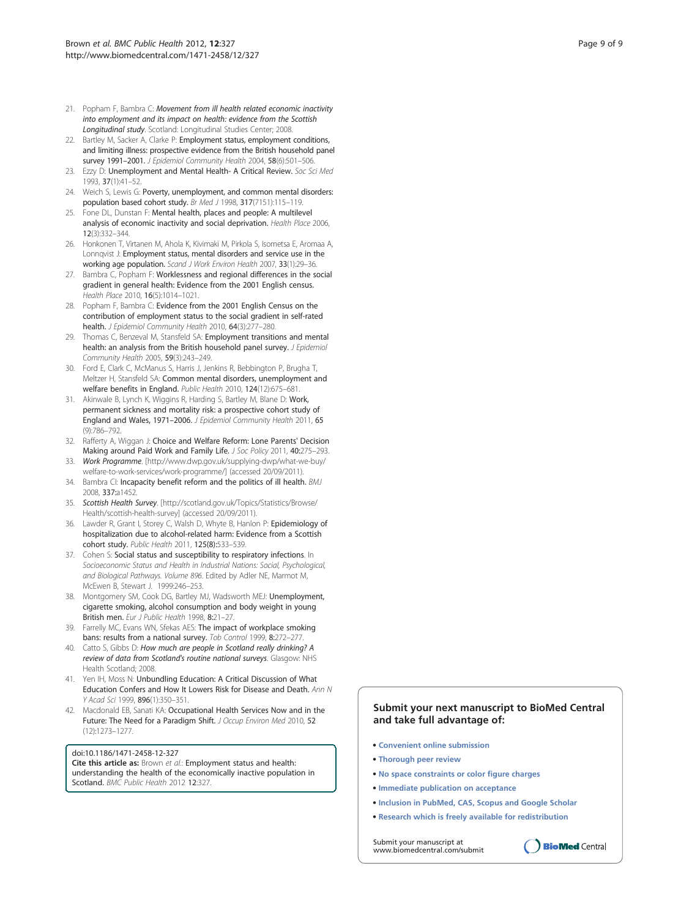21. Popham F, Bambra C: *Movement from ill health related economic inactivity into employment and its impact on health: evidence from the Scottish Longitudinal study*. Scotland: Longitudinal Studies Center; 2008.
22. Bartley M, Sacker A, Clarke P: **Employment status, employment conditions, and limiting illness: prospective evidence from the British household panel survey 1991–2001.** *J Epidemiol Community Health* 2004, **58**(6):501–506.
23. Ezzy D: **Unemployment and Mental Health- A Critical Review.** *Soc Sci Med* 1993, **37**(1):41–52.
24. Weich S, Lewis G: **Poverty, unemployment, and common mental disorders: population based cohort study.** *Br Med J* 1998, **317**(7151):115–119.
25. Fone DL, Dunstan F: **Mental health, places and people: A multilevel analysis of economic inactivity and social deprivation.** *Health Place* 2006, **12**(3):332–344.
26. Honkonen T, Virtanen M, Ahola K, Kivimaki M, Pirkola S, Isometsa E, Aromaa A, Lonnqvist J: **Employment status, mental disorders and service use in the working age population.** *Scand J Work Environ Health* 2007, **33**(1):29–36.
27. Bambra C, Popham F: **Worklessness and regional differences in the social gradient in general health: Evidence from the 2001 English census.** *Health Place* 2010, **16**(5):1014–1021.
28. Popham F, Bambra C: **Evidence from the 2001 English Census on the contribution of employment status to the social gradient in self-rated health.** *J Epidemiol Community Health* 2010, **64**(3):277–280.
29. Thomas C, Benzeval M, Stansfeld SA: **Employment transitions and mental health: an analysis from the British household panel survey.** *J Epidemiol Community Health* 2005, **59**(3):243–249.
30. Ford E, Clark C, McManus S, Harris J, Jenkins R, Bebbington P, Brugha T, Meltzer H, Stansfeld SA: **Common mental disorders, unemployment and welfare benefits in England.** *Public Health* 2010, **124**(12):675–681.
31. Akinwale B, Lynch K, Wiggins R, Harding S, Bartley M, Blane D: **Work, permanent sickness and mortality risk: a prospective cohort study of England and Wales, 1971–2006.** *J Epidemiol Community Health* 2011, **65** (9):786–792.
32. Rafferty A, Wiggan J: **Choice and Welfare Reform: Lone Parents' Decision Making around Paid Work and Family Life.** *J Soc Policy* 2011, **40:**275–293.
33. *Work Programme*. [http://www.dwp.gov.uk/supplying-dwp/what-we-buy/welfare-to-work-services/work-programme/] (accessed 20/09/2011).
34. Bambra CI: **Incapacity benefit reform and the politics of ill health.** *BMJ* 2008, **337:**a1452.
35. *Scottish Health Survey*. [http://scotland.gov.uk/Topics/Statistics/Browse/Health/scottish-health-survey] (accessed 20/09/2011).
36. Lawder R, Grant I, Storey C, Walsh D, Whyte B, Hanlon P: **Epidemiology of hospitalization due to alcohol-related harm: Evidence from a Scottish cohort study.** *Public Health* 2011, **125(8):**533–539.
37. Cohen S: **Social status and susceptibility to respiratory infections.** In *Socioeconomic Status and Health in Industrial Nations: Social, Psychological, and Biological Pathways. Volume 896*. Edited by Adler NE, Marmot M, McEwen B, Stewart J. 1999:246–253.
38. Montgomery SM, Cook DG, Bartley MJ, Wadsworth MEJ: **Unemployment, cigarette smoking, alcohol consumption and body weight in young British men.** *Eur J Public Health* 1998, **8:**21–27.
39. Farrelly MC, Evans WN, Sfekas AES: **The impact of workplace smoking bans: results from a national survey.** *Tob Control* 1999, **8:**272–277.
40. Catto S, Gibbs D: *How much are people in Scotland really drinking? A review of data from Scotland's routine national surveys*. Glasgow: NHS Health Scotland; 2008.
41. Yen IH, Moss N: **Unbundling Education: A Critical Discussion of What Education Confers and How It Lowers Risk for Disease and Death.** *Ann N Y Acad Sci* 1999, **896**(1):350–351.
42. Macdonald EB, Sanati KA: **Occupational Health Services Now and in the Future: The Need for a Paradigm Shift.** *J Occup Environ Med* 2010, **52** (12):1273–1277.

doi:10.1186/1471-2458-12-327
**Cite this article as:** Brown *et al.*: Employment status and health: understanding the health of the economically inactive population in Scotland. *BMC Public Health* 2012 **12**:327.

**Submit your next manuscript to BioMed Central and take full advantage of:**

- **Convenient online submission**
- **Thorough peer review**
- **No space constraints or color figure charges**
- **Immediate publication on acceptance**
- **Inclusion in PubMed, CAS, Scopus and Google Scholar**
- **Research which is freely available for redistribution**

Submit your manuscript at
www.biomedcentral.com/submit

BioMed Central